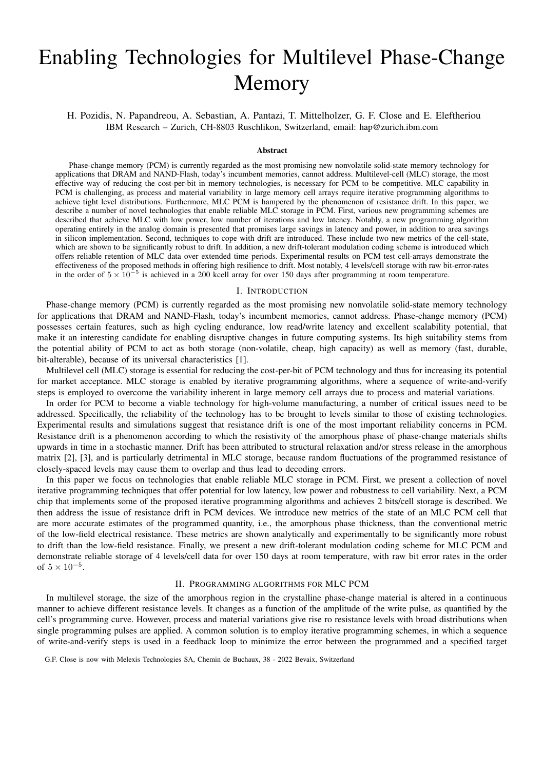# Enabling Technologies for Multilevel Phase-Change Memory

H. Pozidis, N. Papandreou, A. Sebastian, A. Pantazi, T. Mittelholzer, G. F. Close and E. Eleftheriou
IBM Research – Zurich, CH-8803 Ruschlikon, Switzerland, email: hap@zurich.ibm.com

### Abstract

Phase-change memory (PCM) is currently regarded as the most promising new nonvolatile solid-state memory technology for applications that DRAM and NAND-Flash, today's incumbent memories, cannot address. Multilevel-cell (MLC) storage, the most effective way of reducing the cost-per-bit in memory technologies, is necessary for PCM to be competitive. MLC capability in PCM is challenging, as process and material variability in large memory cell arrays require iterative programming algorithms to achieve tight level distributions. Furthermore, MLC PCM is hampered by the phenomenon of resistance drift. In this paper, we describe a number of novel technologies that enable reliable MLC storage in PCM. First, various new programming schemes are described that achieve MLC with low power, low number of iterations and low latency. Notably, a new programming algorithm operating entirely in the analog domain is presented that promises large savings in latency and power, in addition to area savings in silicon implementation. Second, techniques to cope with drift are introduced. These include two new metrics of the cell-state, which are shown to be significantly robust to drift. In addition, a new drift-tolerant modulation coding scheme is introduced which offers reliable retention of MLC data over extended time periods. Experimental results on PCM test cell-arrays demonstrate the effectiveness of the proposed methods in offering high resilience to drift. Most notably, 4 levels/cell storage with raw bit-error-rates in the order of $5 \times 10^{-5}$ is achieved in a 200 kcell array for over 150 days after programming at room temperature.

## I. Introduction

Phase-change memory (PCM) is currently regarded as the most promising new nonvolatile solid-state memory technology for applications that DRAM and NAND-Flash, today's incumbent memories, cannot address. Phase-change memory (PCM) possesses certain features, such as high cycling endurance, low read/write latency and excellent scalability potential, that make it an interesting candidate for enabling disruptive changes in future computing systems. Its high suitability stems from the potential ability of PCM to act as both storage (non-volatile, cheap, high capacity) as well as memory (fast, durable, bit-alterable), because of its universal characteristics [1].

Multilevel cell (MLC) storage is essential for reducing the cost-per-bit of PCM technology and thus for increasing its potential for market acceptance. MLC storage is enabled by iterative programming algorithms, where a sequence of write-and-verify steps is employed to overcome the variability inherent in large memory cell arrays due to process and material variations.

In order for PCM to become a viable technology for high-volume manufacturing, a number of critical issues need to be addressed. Specifically, the reliability of the technology has to be brought to levels similar to those of existing technologies. Experimental results and simulations suggest that resistance drift is one of the most important reliability concerns in PCM. Resistance drift is a phenomenon according to which the resistivity of the amorphous phase of phase-change materials shifts upwards in time in a stochastic manner. Drift has been attributed to structural relaxation and/or stress release in the amorphous matrix [2], [3], and is particularly detrimental in MLC storage, because random fluctuations of the programmed resistance of closely-spaced levels may cause them to overlap and thus lead to decoding errors.

In this paper we focus on technologies that enable reliable MLC storage in PCM. First, we present a collection of novel iterative programming techniques that offer potential for low latency, low power and robustness to cell variability. Next, a PCM chip that implements some of the proposed iterative programming algorithms and achieves 2 bits/cell storage is described. We then address the issue of resistance drift in PCM devices. We introduce new metrics of the state of an MLC PCM cell that are more accurate estimates of the programmed quantity, i.e., the amorphous phase thickness, than the conventional metric of the low-field electrical resistance. These metrics are shown analytically and experimentally to be significantly more robust to drift than the low-field resistance. Finally, we present a new drift-tolerant modulation coding scheme for MLC PCM and demonstrate reliable storage of 4 levels/cell data for over 150 days at room temperature, with raw bit error rates in the order of $5 \times 10^{-5}$.

## II. Programming algorithms for MLC PCM

In multilevel storage, the size of the amorphous region in the crystalline phase-change material is altered in a continuous manner to achieve different resistance levels. It changes as a function of the amplitude of the write pulse, as quantified by the cell's programming curve. However, process and material variations give rise ro resistance levels with broad distributions when single programming pulses are applied. A common solution is to employ iterative programming schemes, in which a sequence of write-and-verify steps is used in a feedback loop to minimize the error between the programmed and a specified target

G.F. Close is now with Melexis Technologies SA, Chemin de Buchaux, 38 - 2022 Bevaix, Switzerland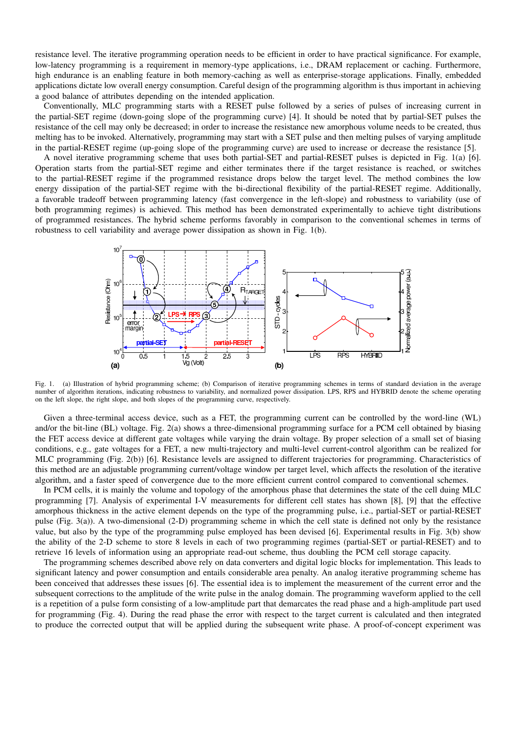resistance level. The iterative programming operation needs to be efficient in order to have practical significance. For example, low-latency programming is a requirement in memory-type applications, i.e., DRAM replacement or caching. Furthermore, high endurance is an enabling feature in both memory-caching as well as enterprise-storage applications. Finally, embedded applications dictate low overall energy consumption. Careful design of the programming algorithm is thus important in achieving a good balance of attributes depending on the intended application.

Conventionally, MLC programming starts with a RESET pulse followed by a series of pulses of increasing current in the partial-SET regime (down-going slope of the programming curve) [4]. It should be noted that by partial-SET pulses the resistance of the cell may only be decreased; in order to increase the resistance new amorphous volume needs to be created, thus melting has to be invoked. Alternatively, programming may start with a SET pulse and then melting pulses of varying amplitude in the partial-RESET regime (up-going slope of the programming curve) are used to increase or decrease the resistance [5].

A novel iterative programming scheme that uses both partial-SET and partial-RESET pulses is depicted in Fig. 1(a) [6]. Operation starts from the partial-SET regime and either terminates there if the target resistance is reached, or switches to the partial-RESET regime if the programmed resistance drops below the target level. The method combines the low energy dissipation of the partial-SET regime with the bi-directional flexibility of the partial-RESET regime. Additionally, a favorable tradeoff between programming latency (fast convergence in the left-slope) and robustness to variability (use of both programming regimes) is achieved. This method has been demonstrated experimentally to achieve tight distributions of programmed resistances. The hybrid scheme performs favorably in comparison to the conventional schemes in terms of robustness to cell variability and average power dissipation as shown in Fig. 1(b).

Fig. 1. (a) Illustration of hybrid programming scheme; (b) Comparison of iterative programming schemes in terms of standard deviation in the average number of algorithm iterations, indicating robustness to variability, and normalized power dissipation. LPS, RPS and HYBRID denote the scheme operating on the left slope, the right slope, and both slopes of the programming curve, respectively.

Given a three-terminal access device, such as a FET, the programming current can be controlled by the word-line (WL) and/or the bit-line (BL) voltage. Fig. 2(a) shows a three-dimensional programming surface for a PCM cell obtained by biasing the FET access device at different gate voltages while varying the drain voltage. By proper selection of a small set of biasing conditions, e.g., gate voltages for a FET, a new multi-trajectory and multi-level current-control algorithm can be realized for MLC programming (Fig. 2(b)) [6]. Resistance levels are assigned to different trajectories for programming. Characteristics of this method are an adjustable programming current/voltage window per target level, which affects the resolution of the iterative algorithm, and a faster speed of convergence due to the more efficient current control compared to conventional schemes.

In PCM cells, it is mainly the volume and topology of the amorphous phase that determines the state of the cell during MLC programming [7]. Analysis of experimental I-V measurements for different cell states has shown [8], [9] that the effective amorphous thickness in the active element depends on the type of the programming pulse, i.e., partial-SET or partial-RESET pulse (Fig. 3(a)). A two-dimensional (2-D) programming scheme in which the cell state is defined not only by the resistance value, but also by the type of the programming pulse employed has been devised [6]. Experimental results in Fig. 3(b) show the ability of the 2-D scheme to store 8 levels in each of two programming regimes (partial-SET or partial-RESET) and to retrieve 16 levels of information using an appropriate read-out scheme, thus doubling the PCM cell storage capacity.

The programming schemes described above rely on data converters and digital logic blocks for implementation. This leads to significant latency and power consumption and entails considerable area penalty. An analog iterative programming scheme has been conceived that addresses these issues [6]. The essential idea is to implement the measurement of the current error and the subsequent corrections to the amplitude of the write pulse in the analog domain. The programming waveform applied to the cell is a repetition of a pulse form consisting of a low-amplitude part that demarcates the read phase and a high-amplitude part used for programming (Fig. 4). During the read phase the error with respect to the target current is calculated and then integrated to produce the corrected output that will be applied during the subsequent write phase. A proof-of-concept experiment was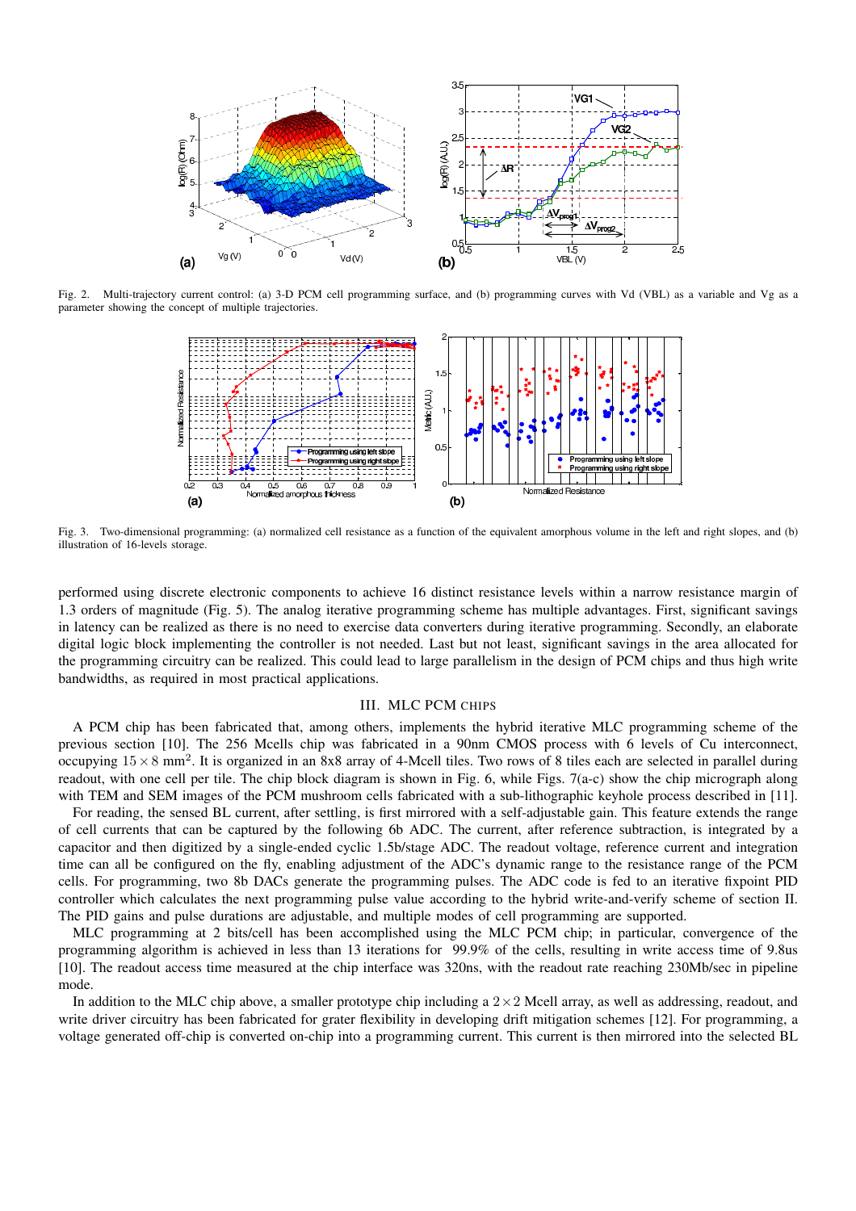Fig. 2. Multi-trajectory current control: (a) 3-D PCM cell programming surface, and (b) programming curves with Vd (VBL) as a variable and Vg as a parameter showing the concept of multiple trajectories.

Fig. 3. Two-dimensional programming: (a) normalized cell resistance as a function of the equivalent amorphous volume in the left and right slopes, and (b) illustration of 16-levels storage.

performed using discrete electronic components to achieve 16 distinct resistance levels within a narrow resistance margin of 1.3 orders of magnitude (Fig. 5). The analog iterative programming scheme has multiple advantages. First, significant savings in latency can be realized as there is no need to exercise data converters during iterative programming. Secondly, an elaborate digital logic block implementing the controller is not needed. Last but not least, significant savings in the area allocated for the programming circuitry can be realized. This could lead to large parallelism in the design of PCM chips and thus high write bandwidths, as required in most practical applications.

## III. MLC PCM CHIPS

A PCM chip has been fabricated that, among others, implements the hybrid iterative MLC programming scheme of the previous section [10]. The 256 Mcells chip was fabricated in a 90nm CMOS process with 6 levels of Cu interconnect, occupying $15 \times 8$ mm$^2$. It is organized in an 8x8 array of 4-Mcell tiles. Two rows of 8 tiles each are selected in parallel during readout, with one cell per tile. The chip block diagram is shown in Fig. 6, while Figs. 7(a-c) show the chip micrograph along with TEM and SEM images of the PCM mushroom cells fabricated with a sub-lithographic keyhole process described in [11].

For reading, the sensed BL current, after settling, is first mirrored with a self-adjustable gain. This feature extends the range of cell currents that can be captured by the following 6b ADC. The current, after reference subtraction, is integrated by a capacitor and then digitized by a single-ended cyclic 1.5b/stage ADC. The readout voltage, reference current and integration time can all be configured on the fly, enabling adjustment of the ADC's dynamic range to the resistance range of the PCM cells. For programming, two 8b DACs generate the programming pulses. The ADC code is fed to an iterative fixpoint PID controller which calculates the next programming pulse value according to the hybrid write-and-verify scheme of section II. The PID gains and pulse durations are adjustable, and multiple modes of cell programming are supported.

MLC programming at 2 bits/cell has been accomplished using the MLC PCM chip; in particular, convergence of the programming algorithm is achieved in less than 13 iterations for 99.9% of the cells, resulting in write access time of 9.8us [10]. The readout access time measured at the chip interface was 320ns, with the readout rate reaching 230Mb/sec in pipeline mode.

In addition to the MLC chip above, a smaller prototype chip including a $2 \times 2$ Mcell array, as well as addressing, readout, and write driver circuitry has been fabricated for grater flexibility in developing drift mitigation schemes [12]. For programming, a voltage generated off-chip is converted on-chip into a programming current. This current is then mirrored into the selected BL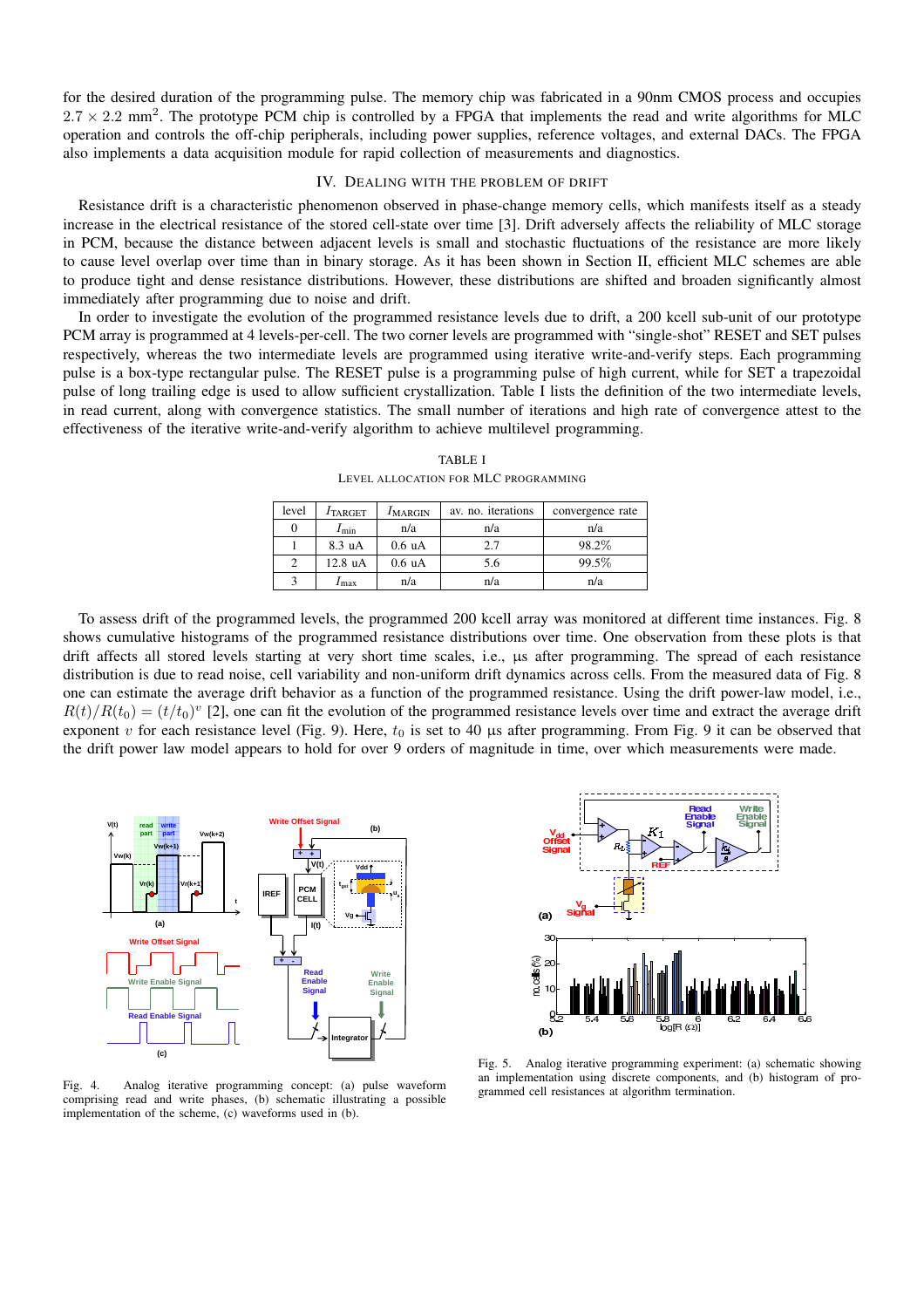for the desired duration of the programming pulse. The memory chip was fabricated in a 90nm CMOS process and occupies $2.7 \times 2.2$ mm$^2$. The prototype PCM chip is controlled by a FPGA that implements the read and write algorithms for MLC operation and controls the off-chip peripherals, including power supplies, reference voltages, and external DACs. The FPGA also implements a data acquisition module for rapid collection of measurements and diagnostics.

## IV. Dealing with the problem of drift

Resistance drift is a characteristic phenomenon observed in phase-change memory cells, which manifests itself as a steady increase in the electrical resistance of the stored cell-state over time [3]. Drift adversely affects the reliability of MLC storage in PCM, because the distance between adjacent levels is small and stochastic fluctuations of the resistance are more likely to cause level overlap over time than in binary storage. As it has been shown in Section II, efficient MLC schemes are able to produce tight and dense resistance distributions. However, these distributions are shifted and broaden significantly almost immediately after programming due to noise and drift.

In order to investigate the evolution of the programmed resistance levels due to drift, a 200 kcell sub-unit of our prototype PCM array is programmed at 4 levels-per-cell. The two corner levels are programmed with "single-shot" RESET and SET pulses respectively, whereas the two intermediate levels are programmed using iterative write-and-verify steps. Each programming pulse is a box-type rectangular pulse. The RESET pulse is a programming pulse of high current, while for SET a trapezoidal pulse of long trailing edge is used to allow sufficient crystallization. Table I lists the definition of the two intermediate levels, in read current, along with convergence statistics. The small number of iterations and high rate of convergence attest to the effectiveness of the iterative write-and-verify algorithm to achieve multilevel programming.

TABLE I
Level allocation for MLC programming

| level | $I_{\text{TARGET}}$ | $I_{\text{MARGIN}}$ | av. no. iterations | convergence rate |
|---|---|---|---|---|
| 0 | $I_{\text{min}}$ | n/a | n/a | n/a |
| 1 | 8.3 uA | 0.6 uA | 2.7 | 98.2% |
| 2 | 12.8 uA | 0.6 uA | 5.6 | 99.5% |
| 3 | $I_{\text{max}}$ | n/a | n/a | n/a |

To assess drift of the programmed levels, the programmed 200 kcell array was monitored at different time instances. Fig. 8 shows cumulative histograms of the programmed resistance distributions over time. One observation from these plots is that drift affects all stored levels starting at very short time scales, i.e., µs after programming. The spread of each resistance distribution is due to read noise, cell variability and non-uniform drift dynamics across cells. From the measured data of Fig. 8 one can estimate the average drift behavior as a function of the programmed resistance. Using the drift power-law model, i.e., $R(t)/R(t_0) = (t/t_0)^v$ [2], one can fit the evolution of the programmed resistance levels over time and extract the average drift exponent $v$ for each resistance level (Fig. 9). Here, $t_0$ is set to 40 µs after programming. From Fig. 9 it can be observed that the drift power law model appears to hold for over 9 orders of magnitude in time, over which measurements were made.

Fig. 4. Analog iterative programming concept: (a) pulse waveform comprising read and write phases, (b) schematic illustrating a possible implementation of the scheme, (c) waveforms used in (b).

Fig. 5. Analog iterative programming experiment: (a) schematic showing an implementation using discrete components, and (b) histogram of programmed cell resistances at algorithm termination.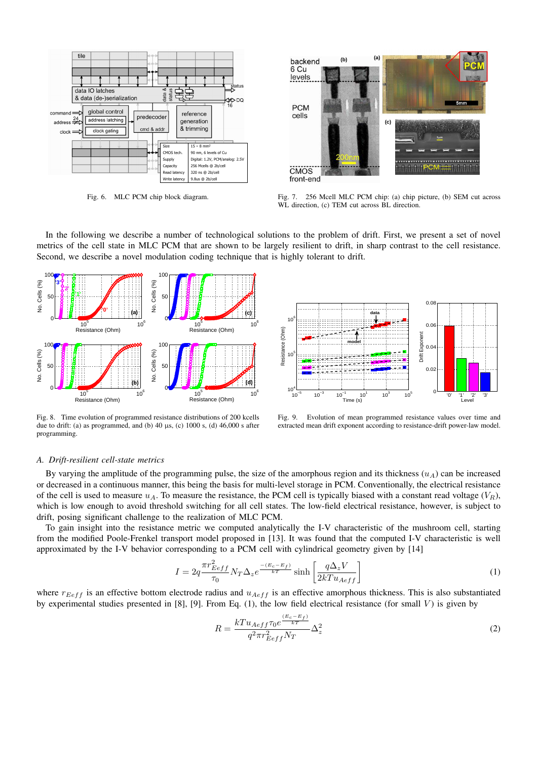Fig. 6. MLC PCM chip block diagram.

Fig. 7. 256 Mcell MLC PCM chip: (a) chip picture, (b) SEM cut across WL direction, (c) TEM cut across BL direction.

In the following we describe a number of technological solutions to the problem of drift. First, we present a set of novel metrics of the cell state in MLC PCM that are shown to be largely resilient to drift, in sharp contrast to the cell resistance. Second, we describe a novel modulation coding technique that is highly tolerant to drift.

Fig. 8. Time evolution of programmed resistance distributions of 200 kcells due to drift: (a) as programmed, and (b) 40 µs, (c) 1000 s, (d) 46,000 s after programming.

Fig. 9. Evolution of mean programmed resistance values over time and extracted mean drift exponent according to resistance-drift power-law model.

### *A. Drift-resilient cell-state metrics*

By varying the amplitude of the programming pulse, the size of the amorphous region and its thickness ($u_A$) can be increased or decreased in a continuous manner, this being the basis for multi-level storage in PCM. Conventionally, the electrical resistance of the cell is used to measure $u_A$. To measure the resistance, the PCM cell is typically biased with a constant read voltage ($V_R$), which is low enough to avoid threshold switching for all cell states. The low-field electrical resistance, however, is subject to drift, posing significant challenge to the realization of MLC PCM.

To gain insight into the resistance metric we computed analytically the I-V characteristic of the mushroom cell, starting from the modified Poole-Frenkel transport model proposed in [13]. It was found that the computed I-V characteristic is well approximated by the I-V behavior corresponding to a PCM cell with cylindrical geometry given by [14]

$$I = 2q\frac{\pi r_{Eeff}^2}{\tau_0} N_T \Delta_z e^{\frac{-(E_c-E_f)}{kT}} \sinh\left[\frac{q\Delta_z V}{2kTu_{Aeff}}\right] \tag{1}$$

where $r_{Eeff}$ is an effective bottom electrode radius and $u_{Aeff}$ is an effective amorphous thickness. This is also substantiated by experimental studies presented in [8], [9]. From Eq. (1), the low field electrical resistance (for small $V$) is given by

$$R = \frac{kTu_{Aeff}\tau_0 e^{\frac{(E_c-E_f)}{kT}}}{q^2\pi r_{Eeff}^2 N_T}\Delta_z^2 \tag{2}$$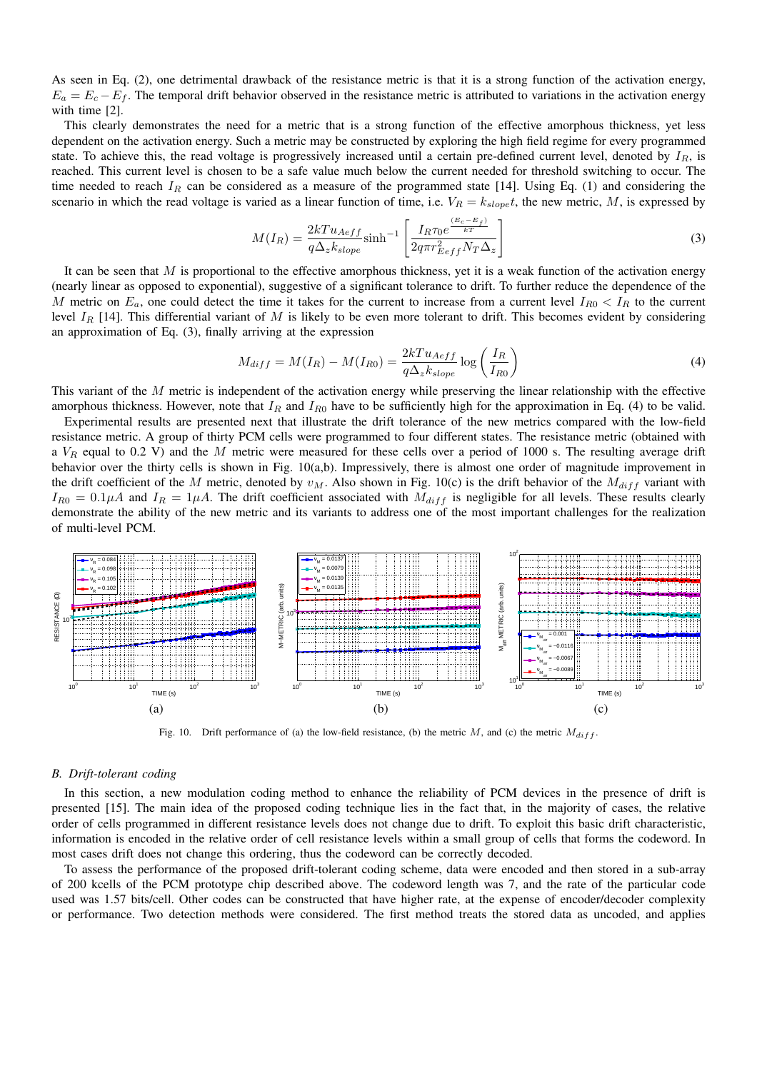As seen in Eq. (2), one detrimental drawback of the resistance metric is that it is a strong function of the activation energy, $E_a = E_c - E_f$. The temporal drift behavior observed in the resistance metric is attributed to variations in the activation energy with time [2].

This clearly demonstrates the need for a metric that is a strong function of the effective amorphous thickness, yet less dependent on the activation energy. Such a metric may be constructed by exploring the high field regime for every programmed state. To achieve this, the read voltage is progressively increased until a certain pre-defined current level, denoted by $I_R$, is reached. This current level is chosen to be a safe value much below the current needed for threshold switching to occur. The time needed to reach $I_R$ can be considered as a measure of the programmed state [14]. Using Eq. (1) and considering the scenario in which the read voltage is varied as a linear function of time, i.e. $V_R = k_{slope}t$, the new metric, $M$, is expressed by

$$M(I_R) = \frac{2kTu_{Aeff}}{q\Delta_z k_{slope}} \sinh^{-1}\left[\frac{I_R \tau_0 e^{\frac{(E_c - E_f)}{kT}}}{2q\pi r_{Eff}^2 N_T \Delta_z}\right] \tag{3}$$

It can be seen that $M$ is proportional to the effective amorphous thickness, yet it is a weak function of the activation energy (nearly linear as opposed to exponential), suggestive of a significant tolerance to drift. To further reduce the dependence of the $M$ metric on $E_a$, one could detect the time it takes for the current to increase from a current level $I_{R0} < I_R$ to the current level $I_R$ [14]. This differential variant of $M$ is likely to be even more tolerant to drift. This becomes evident by considering an approximation of Eq. (3), finally arriving at the expression

$$M_{diff} = M(I_R) - M(I_{R0}) = \frac{2kTu_{Aeff}}{q\Delta_z k_{slope}} \log\left(\frac{I_R}{I_{R0}}\right) \tag{4}$$

This variant of the $M$ metric is independent of the activation energy while preserving the linear relationship with the effective amorphous thickness. However, note that $I_R$ and $I_{R0}$ have to be sufficiently high for the approximation in Eq. (4) to be valid.

Experimental results are presented next that illustrate the drift tolerance of the new metrics compared with the low-field resistance metric. A group of thirty PCM cells were programmed to four different states. The resistance metric (obtained with a $V_R$ equal to 0.2 V) and the $M$ metric were measured for these cells over a period of 1000 s. The resulting average drift behavior over the thirty cells is shown in Fig. 10(a,b). Impressively, there is almost one order of magnitude improvement in the drift coefficient of the $M$ metric, denoted by $\upsilon_M$. Also shown in Fig. 10(c) is the drift behavior of the $M_{diff}$ variant with $I_{R0} = 0.1\mu A$ and $I_R = 1\mu A$. The drift coefficient associated with $M_{diff}$ is negligible for all levels. These results clearly demonstrate the ability of the new metric and its variants to address one of the most important challenges for the realization of multi-level PCM.

Fig. 10. Drift performance of (a) the low-field resistance, (b) the metric $M$, and (c) the metric $M_{diff}$.

### B. Drift-tolerant coding

In this section, a new modulation coding method to enhance the reliability of PCM devices in the presence of drift is presented [15]. The main idea of the proposed coding technique lies in the fact that, in the majority of cases, the relative order of cells programmed in different resistance levels does not change due to drift. To exploit this basic drift characteristic, information is encoded in the relative order of cell resistance levels within a small group of cells that forms the codeword. In most cases drift does not change this ordering, thus the codeword can be correctly decoded.

To assess the performance of the proposed drift-tolerant coding scheme, data were encoded and then stored in a sub-array of 200 kcells of the PCM prototype chip described above. The codeword length was 7, and the rate of the particular code used was 1.57 bits/cell. Other codes can be constructed that have higher rate, at the expense of encoder/decoder complexity or performance. Two detection methods were considered. The first method treats the stored data as uncoded, and applies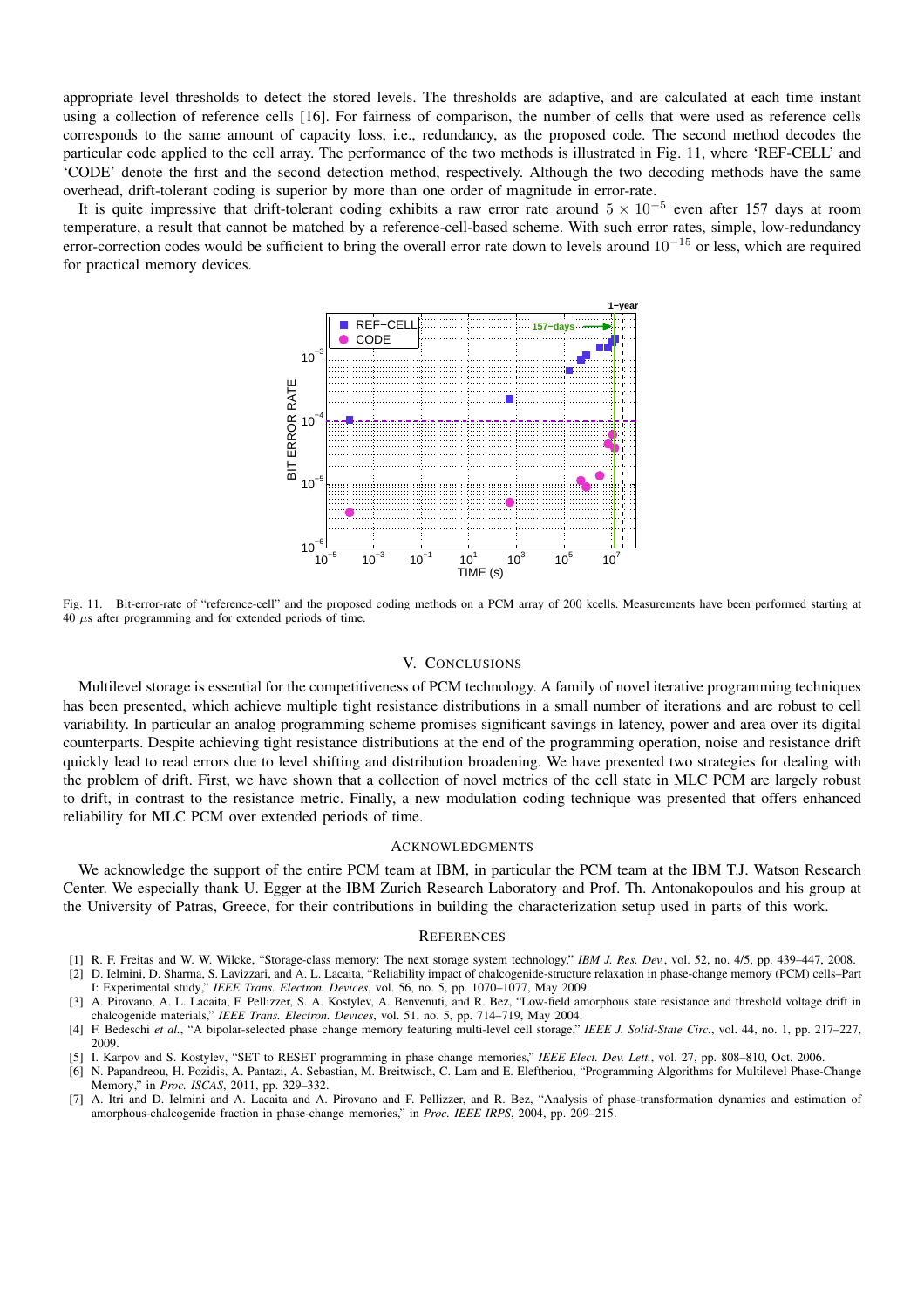appropriate level thresholds to detect the stored levels. The thresholds are adaptive, and are calculated at each time instant using a collection of reference cells [16]. For fairness of comparison, the number of cells that were used as reference cells corresponds to the same amount of capacity loss, i.e., redundancy, as the proposed code. The second method decodes the particular code applied to the cell array. The performance of the two methods is illustrated in Fig. 11, where 'REF-CELL' and 'CODE' denote the first and the second detection method, respectively. Although the two decoding methods have the same overhead, drift-tolerant coding is superior by more than one order of magnitude in error-rate.

It is quite impressive that drift-tolerant coding exhibits a raw error rate around $5 \times 10^{-5}$ even after 157 days at room temperature, a result that cannot be matched by a reference-cell-based scheme. With such error rates, simple, low-redundancy error-correction codes would be sufficient to bring the overall error rate down to levels around $10^{-15}$ or less, which are required for practical memory devices.

Fig. 11. Bit-error-rate of "reference-cell" and the proposed coding methods on a PCM array of 200 kcells. Measurements have been performed starting at 40 $\mu$s after programming and for extended periods of time.

## V. Conclusions

Multilevel storage is essential for the competitiveness of PCM technology. A family of novel iterative programming techniques has been presented, which achieve multiple tight resistance distributions in a small number of iterations and are robust to cell variability. In particular an analog programming scheme promises significant savings in latency, power and area over its digital counterparts. Despite achieving tight resistance distributions at the end of the programming operation, noise and resistance drift quickly lead to read errors due to level shifting and distribution broadening. We have presented two strategies for dealing with the problem of drift. First, we have shown that a collection of novel metrics of the cell state in MLC PCM are largely robust to drift, in contrast to the resistance metric. Finally, a new modulation coding technique was presented that offers enhanced reliability for MLC PCM over extended periods of time.

## Acknowledgments

We acknowledge the support of the entire PCM team at IBM, in particular the PCM team at the IBM T.J. Watson Research Center. We especially thank U. Egger at the IBM Zurich Research Laboratory and Prof. Th. Antonakopoulos and his group at the University of Patras, Greece, for their contributions in building the characterization setup used in parts of this work.

## References

[1] R. F. Freitas and W. W. Wilcke, "Storage-class memory: The next storage system technology," *IBM J. Res. Dev.*, vol. 52, no. 4/5, pp. 439–447, 2008.

[2] D. Ielmini, D. Sharma, S. Lavizzari, and A. L. Lacaita, "Reliability impact of chalcogenide-structure relaxation in phase-change memory (PCM) cells–Part I: Experimental study," *IEEE Trans. Electron. Devices*, vol. 56, no. 5, pp. 1070–1077, May 2009.

[3] A. Pirovano, A. L. Lacaita, F. Pellizzer, S. A. Kostylev, A. Benvenuti, and R. Bez, "Low-field amorphous state resistance and threshold voltage drift in chalcogenide materials," *IEEE Trans. Electron. Devices*, vol. 51, no. 5, pp. 714–719, May 2004.

[4] F. Bedeschi *et al.*, "A bipolar-selected phase change memory featuring multi-level cell storage," *IEEE J. Solid-State Circ.*, vol. 44, no. 1, pp. 217–227, 2009.

[5] I. Karpov and S. Kostylev, "SET to RESET programming in phase change memories," *IEEE Elect. Dev. Lett.*, vol. 27, pp. 808–810, Oct. 2006.

[6] N. Papandreou, H. Pozidis, A. Pantazi, A. Sebastian, M. Breitwisch, C. Lam and E. Eleftheriou, "Programming Algorithms for Multilevel Phase-Change Memory," in *Proc. ISCAS*, 2011, pp. 329–332.

[7] A. Itri and D. Ielmini and A. Lacaita and A. Pirovano and F. Pellizzer, and R. Bez, "Analysis of phase-transformation dynamics and estimation of amorphous-chalcogenide fraction in phase-change memories," in *Proc. IEEE IRPS*, 2004, pp. 209–215.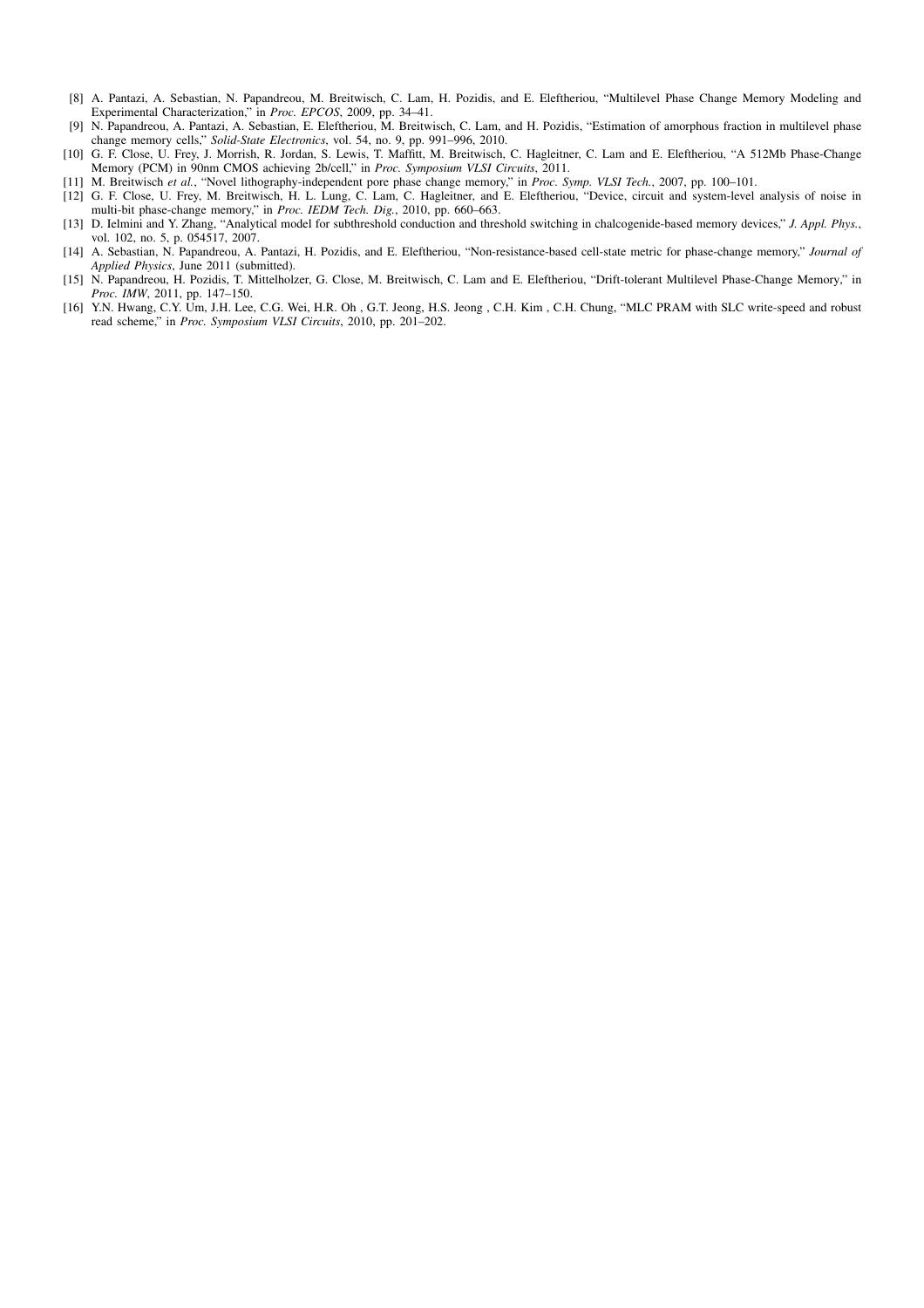[8] A. Pantazi, A. Sebastian, N. Papandreou, M. Breitwisch, C. Lam, H. Pozidis, and E. Eleftheriou, "Multilevel Phase Change Memory Modeling and Experimental Characterization," in *Proc. EPCOS*, 2009, pp. 34–41.

[9] N. Papandreou, A. Pantazi, A. Sebastian, E. Eleftheriou, M. Breitwisch, C. Lam, and H. Pozidis, "Estimation of amorphous fraction in multilevel phase change memory cells," *Solid-State Electronics*, vol. 54, no. 9, pp. 991–996, 2010.

[10] G. F. Close, U. Frey, J. Morrish, R. Jordan, S. Lewis, T. Maffitt, M. Breitwisch, C. Hagleitner, C. Lam and E. Eleftheriou, "A 512Mb Phase-Change Memory (PCM) in 90nm CMOS achieving 2b/cell," in *Proc. Symposium VLSI Circuits*, 2011.

[11] M. Breitwisch *et al.*, "Novel lithography-independent pore phase change memory," in *Proc. Symp. VLSI Tech.*, 2007, pp. 100–101.

[12] G. F. Close, U. Frey, M. Breitwisch, H. L. Lung, C. Lam, C. Hagleitner, and E. Eleftheriou, "Device, circuit and system-level analysis of noise in multi-bit phase-change memory," in *Proc. IEDM Tech. Dig.*, 2010, pp. 660–663.

[13] D. Ielmini and Y. Zhang, "Analytical model for subthreshold conduction and threshold switching in chalcogenide-based memory devices," *J. Appl. Phys.*, vol. 102, no. 5, p. 054517, 2007.

[14] A. Sebastian, N. Papandreou, A. Pantazi, H. Pozidis, and E. Eleftheriou, "Non-resistance-based cell-state metric for phase-change memory," *Journal of Applied Physics*, June 2011 (submitted).

[15] N. Papandreou, H. Pozidis, T. Mittelholzer, G. Close, M. Breitwisch, C. Lam and E. Eleftheriou, "Drift-tolerant Multilevel Phase-Change Memory," in *Proc. IMW*, 2011, pp. 147–150.

[16] Y.N. Hwang, C.Y. Um, J.H. Lee, C.G. Wei, H.R. Oh , G.T. Jeong, H.S. Jeong , C.H. Kim , C.H. Chung, "MLC PRAM with SLC write-speed and robust read scheme," in *Proc. Symposium VLSI Circuits*, 2010, pp. 201–202.